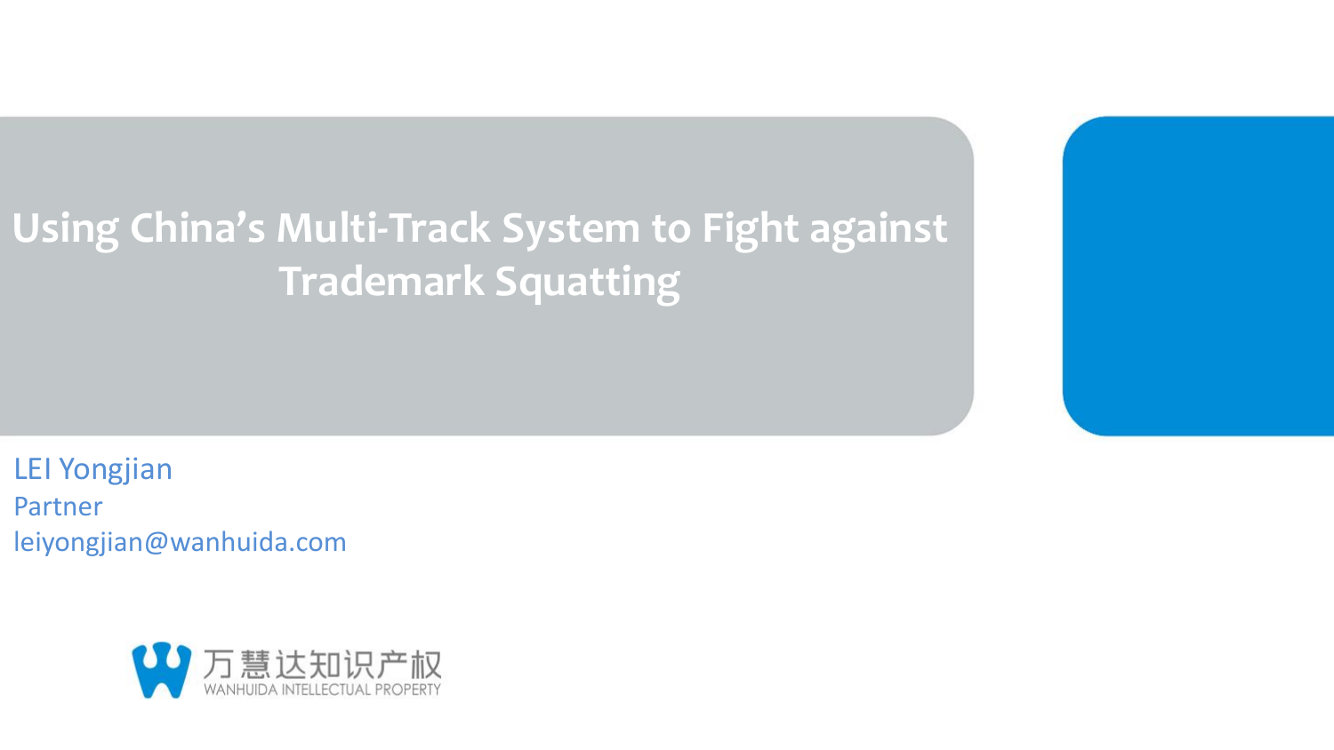# Using China's Multi-Track System to Fight against Trademark Squatting

LEI Yongjian
Partner
leiyongjian@wanhuida.com

万慧达知识产权
WANHUIDA INTELLECTUAL PROPERTY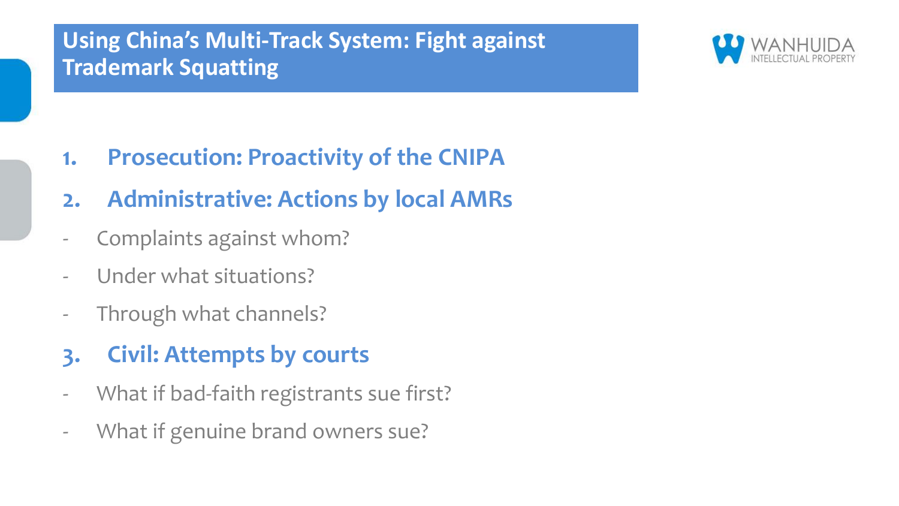# Using China's Multi-Track System: Fight against Trademark Squatting

1. **Prosecution: Proactivity of the CNIPA**
2. **Administrative: Actions by local AMRs**

- Complaints against whom?
- Under what situations?
- Through what channels?

3. **Civil: Attempts by courts**

- What if bad-faith registrants sue first?
- What if genuine brand owners sue?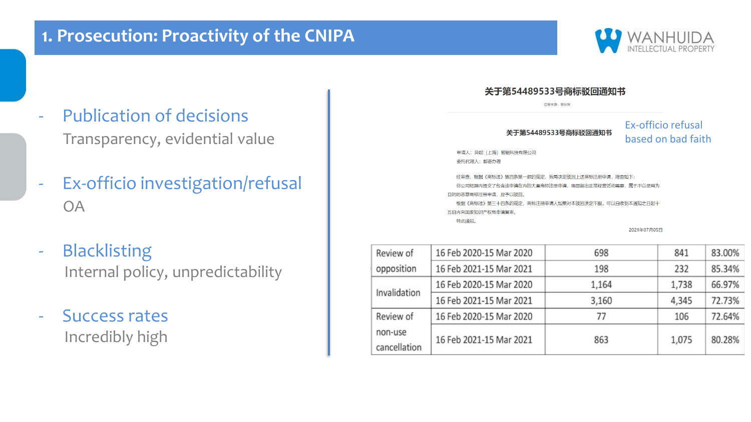# 1. Prosecution: Proactivity of the CNIPA

- **Publication of decisions**
  Transparency, evidential value

- **Ex-officio investigation/refusal**
  OA

- **Blacklisting**
  Internal policy, unpredictability

- **Success rates**
  Incredibly high

关于第54489533号商标驳回通知书

信息来源：商标局

关于第54489533号商标驳回通知书

申请人：异起（上海）智能科技有限公司

委托代理人：邮寄办理

经审查，根据《商标法》第四条第一款的规定，我局决定驳回上述商标注册申请，理由如下：

你公司短期内提交了包含该申请在内的大量商标注册申请，明显超出正常经营活动需要，属于不以使用为目的的恶意商标注册申请，应予以驳回。

根据《商标法》第三十四条的规定，商标注册申请人如果对本驳回决定不服，可以自收到本通知之日起十五日内向国家知识产权局申请复审。

特此通知。

2021年07月05日

Ex-officio refusal based on bad faith

| | | | | |
|---|---|---|---|---|
| Review of opposition | 16 Feb 2020-15 Mar 2020 | 698 | 841 | 83.00% |
| | 16 Feb 2021-15 Mar 2021 | 198 | 232 | 85.34% |
| Invalidation | 16 Feb 2020-15 Mar 2020 | 1,164 | 1,738 | 66.97% |
| | 16 Feb 2021-15 Mar 2021 | 3,160 | 4,345 | 72.73% |
| Review of non-use cancellation | 16 Feb 2020-15 Mar 2020 | 77 | 106 | 72.64% |
| | 16 Feb 2021-15 Mar 2021 | 863 | 1,075 | 80.28% |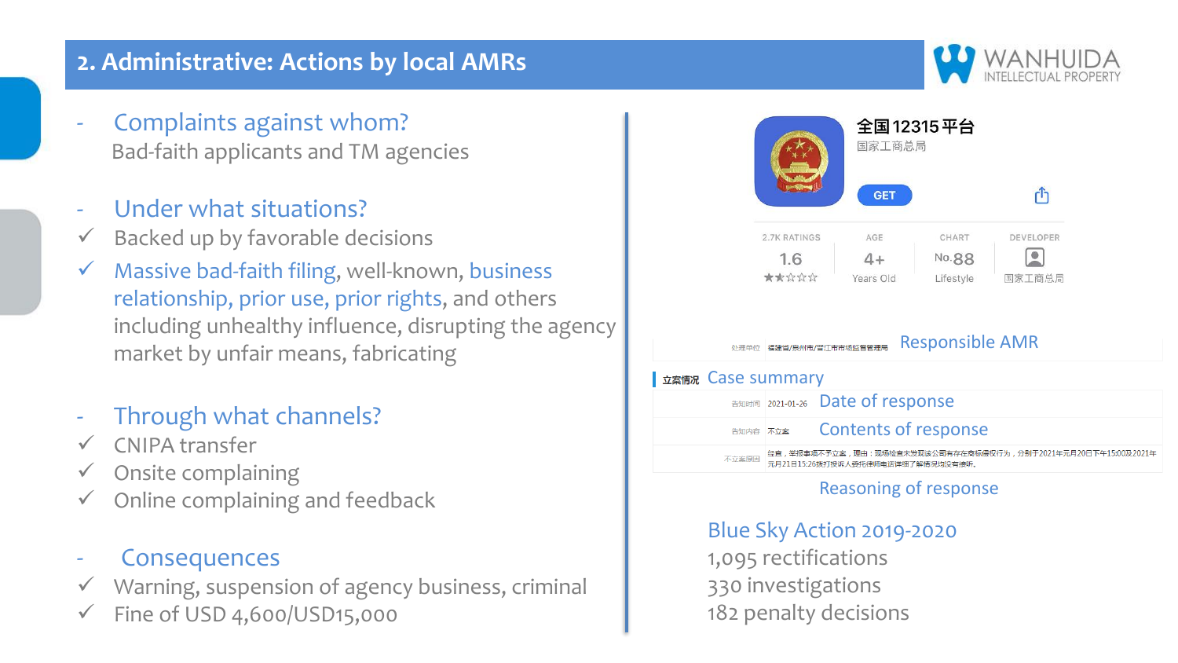## 2. Administrative: Actions by local AMRs

WANHUIDA INTELLECTUAL PROPERTY

- Complaints against whom?
  Bad-faith applicants and TM agencies

- Under what situations?
  - ✓ Backed up by favorable decisions
  - ✓ Massive bad-faith filing, well-known, business relationship, prior use, prior rights, and others including unhealthy influence, disrupting the agency market by unfair means, fabricating

- Through what channels?
  - ✓ CNIPA transfer
  - ✓ Onsite complaining
  - ✓ Online complaining and feedback

- Consequences
  - ✓ Warning, suspension of agency business, criminal
  - ✓ Fine of USD 4,600/USD15,000

全国12315平台
国家工商总局
GET

| 2.7K RATINGS | AGE | CHART | DEVELOPER |
|---|---|---|---|
| 1.6 | 4+ | No.88 | |
| ★★☆☆☆ | Years Old | Lifestyle | 国家工商总局 |

| | | |
|---|---|---|
| 处理单位 | 福建省/泉州市/晋江市市场监督管理局 | Responsible AMR |
| 立案情况 | | Case summary |
| 告知时间 | 2021-01-26 | Date of response |
| 告知内容 | 不立案 | Contents of response |
| 不立案原因 | 经查，举报事项不予立案，理由：现场检查未发现该公司有存在商标侵权行为，分别于2021年元月20日下午15:00及2021年元月21日15:26拨打投诉人委托律师电话详细了解情况均没有接听。 | Reasoning of response |

Blue Sky Action 2019-2020
1,095 rectifications
330 investigations
182 penalty decisions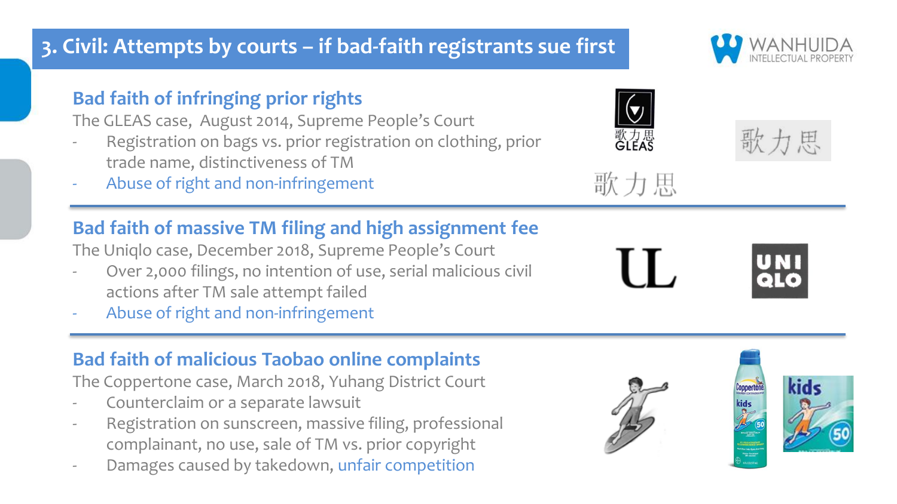# 3. Civil: Attempts by courts – if bad-faith registrants sue first

## Bad faith of infringing prior rights

The GLEAS case, August 2014, Supreme People's Court

- Registration on bags vs. prior registration on clothing, prior trade name, distinctiveness of TM
- Abuse of right and non-infringement

## Bad faith of massive TM filing and high assignment fee

The Uniqlo case, December 2018, Supreme People's Court

- Over 2,000 filings, no intention of use, serial malicious civil actions after TM sale attempt failed
- Abuse of right and non-infringement

## Bad faith of malicious Taobao online complaints

The Coppertone case, March 2018, Yuhang District Court

- Counterclaim or a separate lawsuit
- Registration on sunscreen, massive filing, professional complainant, no use, sale of TM vs. prior copyright
- Damages caused by takedown, unfair competition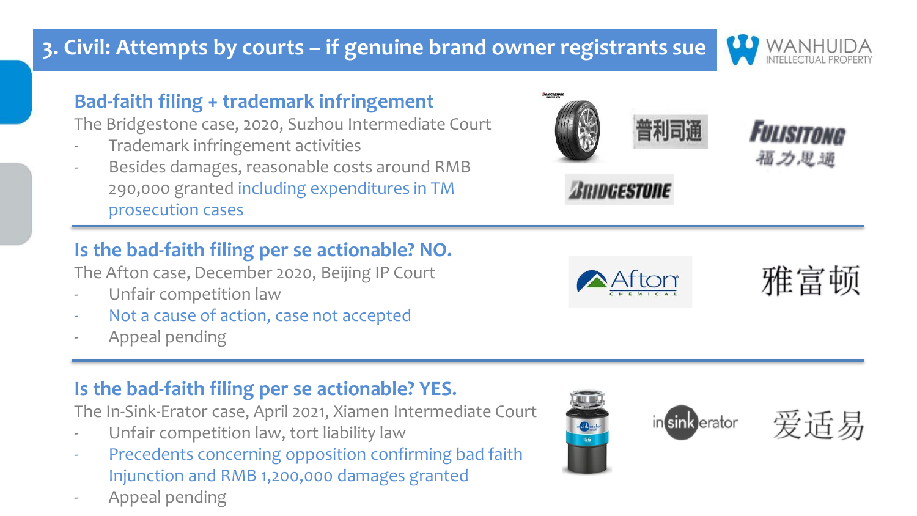# 3. Civil: Attempts by courts – if genuine brand owner registrants sue

## Bad-faith filing + trademark infringement

The Bridgestone case, 2020, Suzhou Intermediate Court

- Trademark infringement activities
- Besides damages, reasonable costs around RMB 290,000 granted including expenditures in TM prosecution cases

普利司通

FULISITONG 福力思通

BRIDGESTONE

## Is the bad-faith filing per se actionable? NO.

The Afton case, December 2020, Beijing IP Court

- Unfair competition law
- Not a cause of action, case not accepted
- Appeal pending

Afton CHEMICAL

雅富顿

## Is the bad-faith filing per se actionable? YES.

The In-Sink-Erator case, April 2021, Xiamen Intermediate Court

- Unfair competition law, tort liability law
- Precedents concerning opposition confirming bad faith Injunction and RMB 1,200,000 damages granted
- Appeal pending

insinkerator

爱适易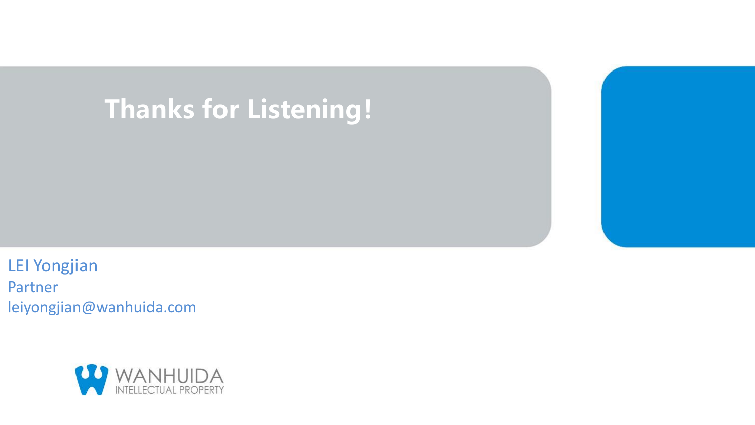# Thanks for Listening!

LEI Yongjian
Partner
leiyongjian@wanhuida.com

WANHUIDA
INTELLECTUAL PROPERTY